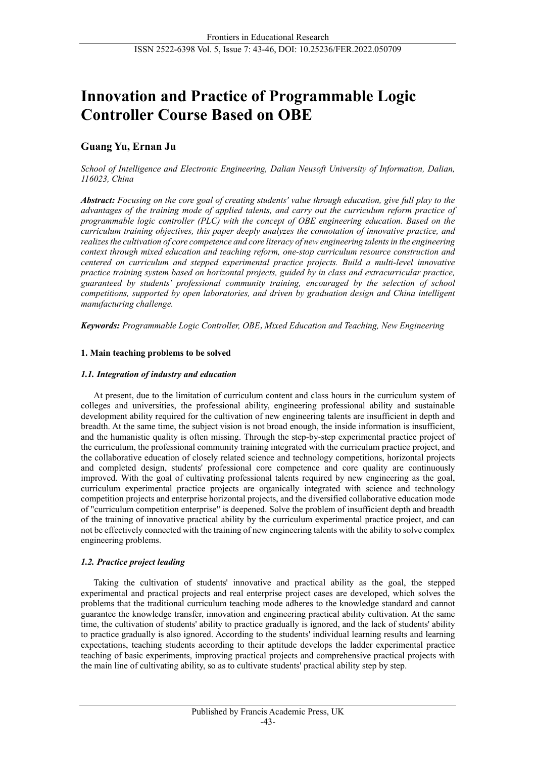# Innovation and Practice of Programmable Logic Controller Course Based on OBE

**Guang Yu, Ernan Ju**

*School of Intelligence and Electronic Engineering, Dalian Neusoft University of Information, Dalian, 116023, China*

***Abstract:*** *Focusing on the core goal of creating students' value through education, give full play to the advantages of the training mode of applied talents, and carry out the curriculum reform practice of programmable logic controller (PLC) with the concept of OBE engineering education. Based on the curriculum training objectives, this paper deeply analyzes the connotation of innovative practice, and realizes the cultivation of core competence and core literacy of new engineering talents in the engineering context through mixed education and teaching reform, one-stop curriculum resource construction and centered on curriculum and stepped experimental practice projects. Build a multi-level innovative practice training system based on horizontal projects, guided by in class and extracurricular practice, guaranteed by students' professional community training, encouraged by the selection of school competitions, supported by open laboratories, and driven by graduation design and China intelligent manufacturing challenge.*

***Keywords:*** *Programmable Logic Controller, OBE, Mixed Education and Teaching, New Engineering*

## 1. Main teaching problems to be solved

### *1.1. Integration of industry and education*

At present, due to the limitation of curriculum content and class hours in the curriculum system of colleges and universities, the professional ability, engineering professional ability and sustainable development ability required for the cultivation of new engineering talents are insufficient in depth and breadth. At the same time, the subject vision is not broad enough, the inside information is insufficient, and the humanistic quality is often missing. Through the step-by-step experimental practice project of the curriculum, the professional community training integrated with the curriculum practice project, and the collaborative education of closely related science and technology competitions, horizontal projects and completed design, students' professional core competence and core quality are continuously improved. With the goal of cultivating professional talents required by new engineering as the goal, curriculum experimental practice projects are organically integrated with science and technology competition projects and enterprise horizontal projects, and the diversified collaborative education mode of "curriculum competition enterprise" is deepened. Solve the problem of insufficient depth and breadth of the training of innovative practical ability by the curriculum experimental practice project, and can not be effectively connected with the training of new engineering talents with the ability to solve complex engineering problems.

### *1.2. Practice project leading*

Taking the cultivation of students' innovative and practical ability as the goal, the stepped experimental and practical projects and real enterprise project cases are developed, which solves the problems that the traditional curriculum teaching mode adheres to the knowledge standard and cannot guarantee the knowledge transfer, innovation and engineering practical ability cultivation. At the same time, the cultivation of students' ability to practice gradually is ignored, and the lack of students' ability to practice gradually is also ignored. According to the students' individual learning results and learning expectations, teaching students according to their aptitude develops the ladder experimental practice teaching of basic experiments, improving practical projects and comprehensive practical projects with the main line of cultivating ability, so as to cultivate students' practical ability step by step.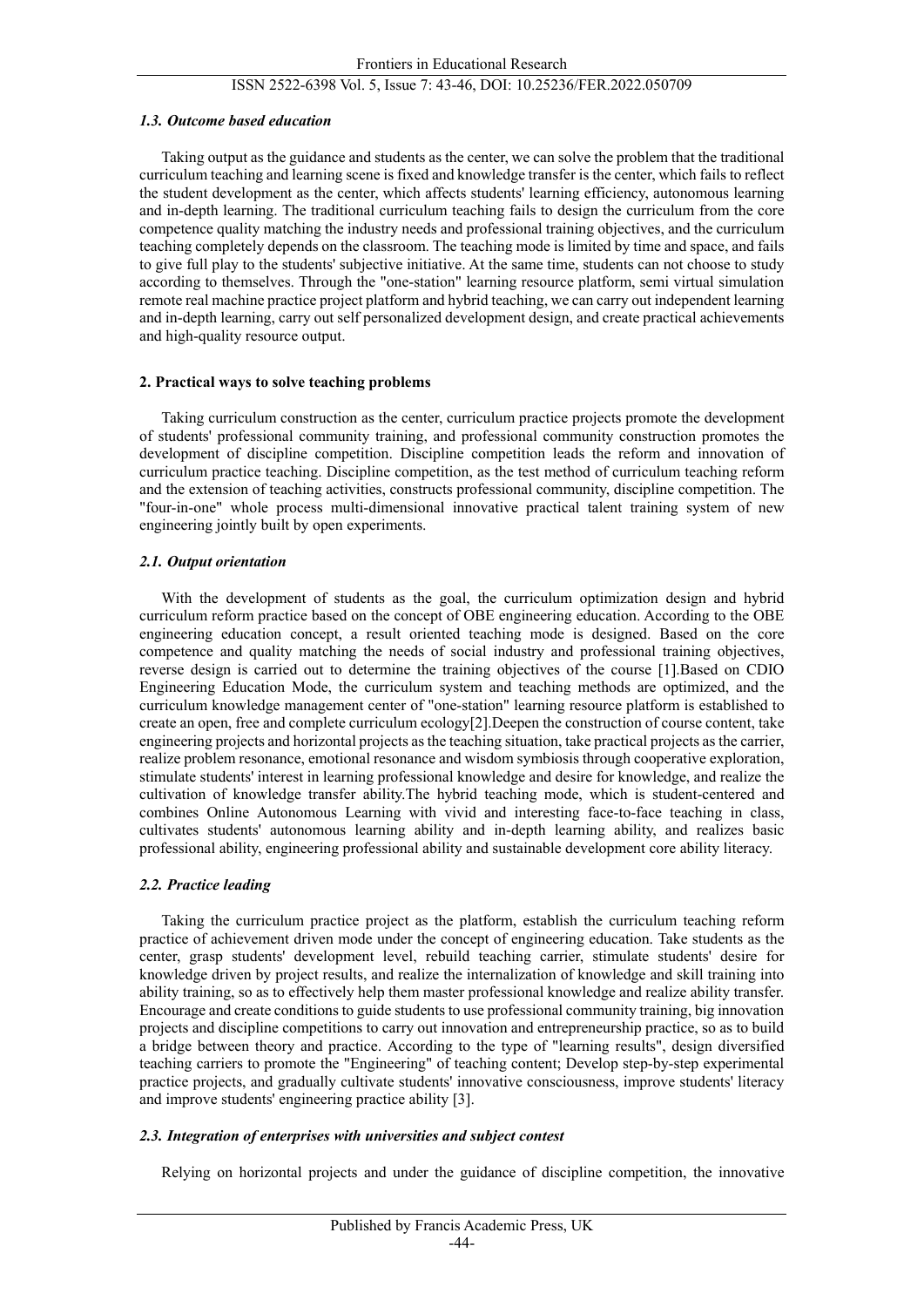### *1.3. Outcome based education*

Taking output as the guidance and students as the center, we can solve the problem that the traditional curriculum teaching and learning scene is fixed and knowledge transfer is the center, which fails to reflect the student development as the center, which affects students' learning efficiency, autonomous learning and in-depth learning. The traditional curriculum teaching fails to design the curriculum from the core competence quality matching the industry needs and professional training objectives, and the curriculum teaching completely depends on the classroom. The teaching mode is limited by time and space, and fails to give full play to the students' subjective initiative. At the same time, students can not choose to study according to themselves. Through the "one-station" learning resource platform, semi virtual simulation remote real machine practice project platform and hybrid teaching, we can carry out independent learning and in-depth learning, carry out self personalized development design, and create practical achievements and high-quality resource output.

## 2. Practical ways to solve teaching problems

Taking curriculum construction as the center, curriculum practice projects promote the development of students' professional community training, and professional community construction promotes the development of discipline competition. Discipline competition leads the reform and innovation of curriculum practice teaching. Discipline competition, as the test method of curriculum teaching reform and the extension of teaching activities, constructs professional community, discipline competition. The "four-in-one" whole process multi-dimensional innovative practical talent training system of new engineering jointly built by open experiments.

### *2.1. Output orientation*

With the development of students as the goal, the curriculum optimization design and hybrid curriculum reform practice based on the concept of OBE engineering education. According to the OBE engineering education concept, a result oriented teaching mode is designed. Based on the core competence and quality matching the needs of social industry and professional training objectives, reverse design is carried out to determine the training objectives of the course [1].Based on CDIO Engineering Education Mode, the curriculum system and teaching methods are optimized, and the curriculum knowledge management center of "one-station" learning resource platform is established to create an open, free and complete curriculum ecology[2].Deepen the construction of course content, take engineering projects and horizontal projects as the teaching situation, take practical projects as the carrier, realize problem resonance, emotional resonance and wisdom symbiosis through cooperative exploration, stimulate students' interest in learning professional knowledge and desire for knowledge, and realize the cultivation of knowledge transfer ability.The hybrid teaching mode, which is student-centered and combines Online Autonomous Learning with vivid and interesting face-to-face teaching in class, cultivates students' autonomous learning ability and in-depth learning ability, and realizes basic professional ability, engineering professional ability and sustainable development core ability literacy.

### *2.2. Practice leading*

Taking the curriculum practice project as the platform, establish the curriculum teaching reform practice of achievement driven mode under the concept of engineering education. Take students as the center, grasp students' development level, rebuild teaching carrier, stimulate students' desire for knowledge driven by project results, and realize the internalization of knowledge and skill training into ability training, so as to effectively help them master professional knowledge and realize ability transfer. Encourage and create conditions to guide students to use professional community training, big innovation projects and discipline competitions to carry out innovation and entrepreneurship practice, so as to build a bridge between theory and practice. According to the type of "learning results", design diversified teaching carriers to promote the "Engineering" of teaching content; Develop step-by-step experimental practice projects, and gradually cultivate students' innovative consciousness, improve students' literacy and improve students' engineering practice ability [3].

### *2.3. Integration of enterprises with universities and subject contest*

Relying on horizontal projects and under the guidance of discipline competition, the innovative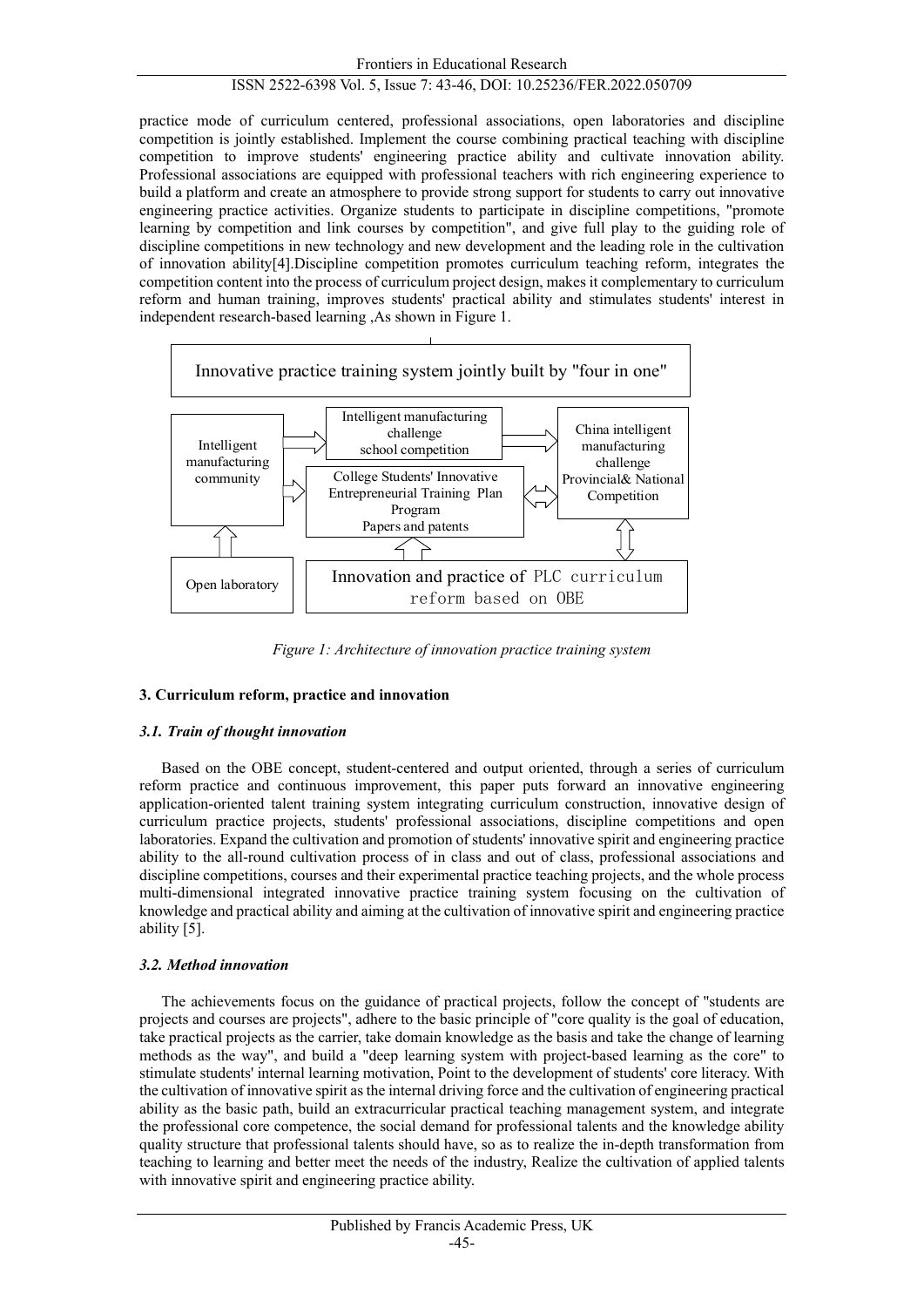practice mode of curriculum centered, professional associations, open laboratories and discipline competition is jointly established. Implement the course combining practical teaching with discipline competition to improve students' engineering practice ability and cultivate innovation ability. Professional associations are equipped with professional teachers with rich engineering experience to build a platform and create an atmosphere to provide strong support for students to carry out innovative engineering practice activities. Organize students to participate in discipline competitions, "promote learning by competition and link courses by competition", and give full play to the guiding role of discipline competitions in new technology and new development and the leading role in the cultivation of innovation ability[4].Discipline competition promotes curriculum teaching reform, integrates the competition content into the process of curriculum project design, makes it complementary to curriculum reform and human training, improves students' practical ability and stimulates students' interest in independent research-based learning ,As shown in Figure 1.

Innovative practice training system jointly built by "four in one"

Intelligent manufacturing community

Intelligent manufacturing challenge school competition

China intelligent manufacturing challenge Provincial& National Competition

College Students' Innovative Entrepreneurial Training Plan Program Papers and patents

Open laboratory

Innovation and practice of PLC curriculum reform based on OBE

*Figure 1: Architecture of innovation practice training system*

## 3. Curriculum reform, practice and innovation

### *3.1. Train of thought innovation*

Based on the OBE concept, student-centered and output oriented, through a series of curriculum reform practice and continuous improvement, this paper puts forward an innovative engineering application-oriented talent training system integrating curriculum construction, innovative design of curriculum practice projects, students' professional associations, discipline competitions and open laboratories. Expand the cultivation and promotion of students' innovative spirit and engineering practice ability to the all-round cultivation process of in class and out of class, professional associations and discipline competitions, courses and their experimental practice teaching projects, and the whole process multi-dimensional integrated innovative practice training system focusing on the cultivation of knowledge and practical ability and aiming at the cultivation of innovative spirit and engineering practice ability [5].

### *3.2. Method innovation*

The achievements focus on the guidance of practical projects, follow the concept of "students are projects and courses are projects", adhere to the basic principle of "core quality is the goal of education, take practical projects as the carrier, take domain knowledge as the basis and take the change of learning methods as the way", and build a "deep learning system with project-based learning as the core" to stimulate students' internal learning motivation, Point to the development of students' core literacy. With the cultivation of innovative spirit as the internal driving force and the cultivation of engineering practical ability as the basic path, build an extracurricular practical teaching management system, and integrate the professional core competence, the social demand for professional talents and the knowledge ability quality structure that professional talents should have, so as to realize the in-depth transformation from teaching to learning and better meet the needs of the industry, Realize the cultivation of applied talents with innovative spirit and engineering practice ability.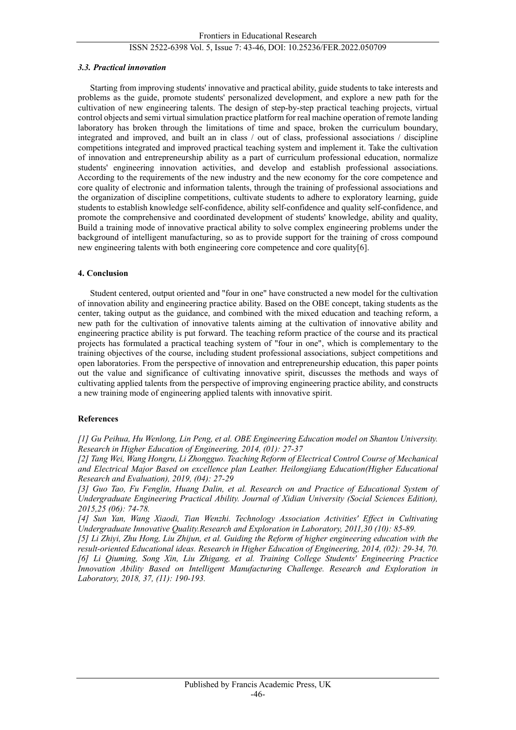### *3.3. Practical innovation*

Starting from improving students' innovative and practical ability, guide students to take interests and problems as the guide, promote students' personalized development, and explore a new path for the cultivation of new engineering talents. The design of step-by-step practical teaching projects, virtual control objects and semi virtual simulation practice platform for real machine operation of remote landing laboratory has broken through the limitations of time and space, broken the curriculum boundary, integrated and improved, and built an in class / out of class, professional associations / discipline competitions integrated and improved practical teaching system and implement it. Take the cultivation of innovation and entrepreneurship ability as a part of curriculum professional education, normalize students' engineering innovation activities, and develop and establish professional associations. According to the requirements of the new industry and the new economy for the core competence and core quality of electronic and information talents, through the training of professional associations and the organization of discipline competitions, cultivate students to adhere to exploratory learning, guide students to establish knowledge self-confidence, ability self-confidence and quality self-confidence, and promote the comprehensive and coordinated development of students' knowledge, ability and quality, Build a training mode of innovative practical ability to solve complex engineering problems under the background of intelligent manufacturing, so as to provide support for the training of cross compound new engineering talents with both engineering core competence and core quality[6].

## **4. Conclusion**

Student centered, output oriented and "four in one" have constructed a new model for the cultivation of innovation ability and engineering practice ability. Based on the OBE concept, taking students as the center, taking output as the guidance, and combined with the mixed education and teaching reform, a new path for the cultivation of innovative talents aiming at the cultivation of innovative ability and engineering practice ability is put forward. The teaching reform practice of the course and its practical projects has formulated a practical teaching system of "four in one", which is complementary to the training objectives of the course, including student professional associations, subject competitions and open laboratories. From the perspective of innovation and entrepreneurship education, this paper points out the value and significance of cultivating innovative spirit, discusses the methods and ways of cultivating applied talents from the perspective of improving engineering practice ability, and constructs a new training mode of engineering applied talents with innovative spirit.

## **References**

*[1] Gu Peihua, Hu Wenlong, Lin Peng, et al. OBE Engineering Education model on Shantou University. Research in Higher Education of Engineering, 2014, (01): 27-37*

*[2] Tang Wei, Wang Hongru, Li Zhongguo. Teaching Reform of Electrical Control Course of Mechanical and Electrical Major Based on excellence plan Leather. Heilongjiang Education(Higher Educational Research and Evaluation), 2019, (04): 27-29*

*[3] Guo Tao, Fu Fenglin, Huang Dalin, et al. Research on and Practice of Educational System of Undergraduate Engineering Practical Ability. Journal of Xidian University (Social Sciences Edition), 2015,25 (06): 74-78.*

*[4] Sun Yan, Wang Xiaodi, Tian Wenzhi. Technology Association Activities' Effect in Cultivating Undergraduate Innovative Quality.Research and Exploration in Laboratory, 2011,30 (10): 85-89.*

*[5] Li Zhiyi, Zhu Hong, Liu Zhijun, et al. Guiding the Reform of higher engineering education with the result-oriented Educational ideas. Research in Higher Education of Engineering, 2014, (02): 29-34, 70.*

*[6] Li Qiuming, Song Xin, Liu Zhigang, et al. Training College Students' Engineering Practice Innovation Ability Based on Intelligent Manufacturing Challenge. Research and Exploration in Laboratory, 2018, 37, (11): 190-193.*